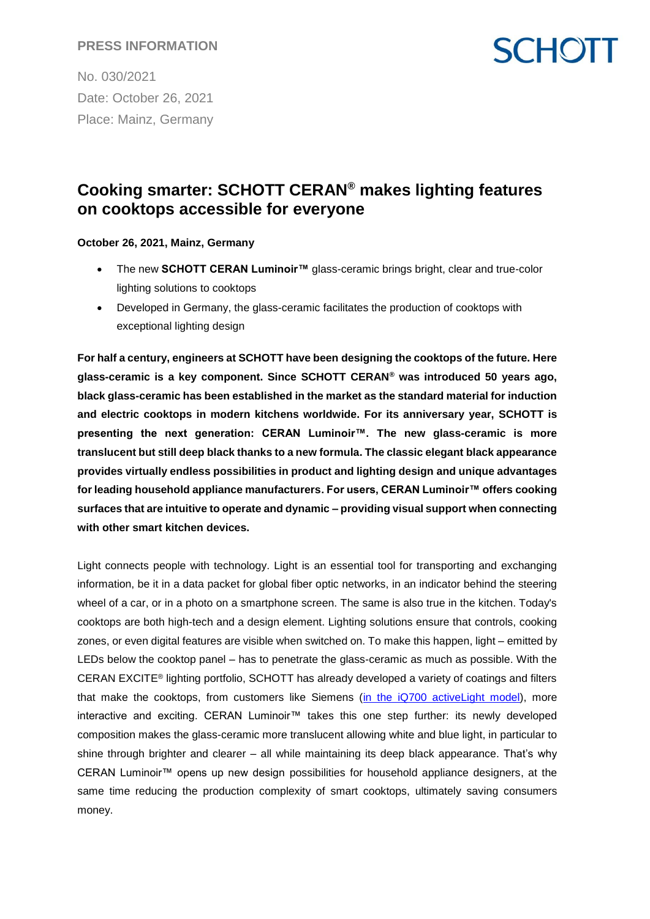**PRESS INFORMATION**

No. 030/2021
Date: October 26, 2021
Place: Mainz, Germany

# Cooking smarter: SCHOTT CERAN® makes lighting features on cooktops accessible for everyone

**October 26, 2021, Mainz, Germany**

- The new **SCHOTT CERAN Luminoir™** glass-ceramic brings bright, clear and true-color lighting solutions to cooktops
- Developed in Germany, the glass-ceramic facilitates the production of cooktops with exceptional lighting design

**For half a century, engineers at SCHOTT have been designing the cooktops of the future. Here glass-ceramic is a key component. Since SCHOTT CERAN® was introduced 50 years ago, black glass-ceramic has been established in the market as the standard material for induction and electric cooktops in modern kitchens worldwide. For its anniversary year, SCHOTT is presenting the next generation: CERAN Luminoir™. The new glass-ceramic is more translucent but still deep black thanks to a new formula. The classic elegant black appearance provides virtually endless possibilities in product and lighting design and unique advantages for leading household appliance manufacturers. For users, CERAN Luminoir™ offers cooking surfaces that are intuitive to operate and dynamic – providing visual support when connecting with other smart kitchen devices.**

Light connects people with technology. Light is an essential tool for transporting and exchanging information, be it in a data packet for global fiber optic networks, in an indicator behind the steering wheel of a car, or in a photo on a smartphone screen. The same is also true in the kitchen. Today's cooktops are both high-tech and a design element. Lighting solutions ensure that controls, cooking zones, or even digital features are visible when switched on. To make this happen, light – emitted by LEDs below the cooktop panel – has to penetrate the glass-ceramic as much as possible. With the CERAN EXCITE® lighting portfolio, SCHOTT has already developed a variety of coatings and filters that make the cooktops, from customers like Siemens (in the iQ700 activeLight model), more interactive and exciting. CERAN Luminoir™ takes this one step further: its newly developed composition makes the glass-ceramic more translucent allowing white and blue light, in particular to shine through brighter and clearer – all while maintaining its deep black appearance. That's why CERAN Luminoir™ opens up new design possibilities for household appliance designers, at the same time reducing the production complexity of smart cooktops, ultimately saving consumers money.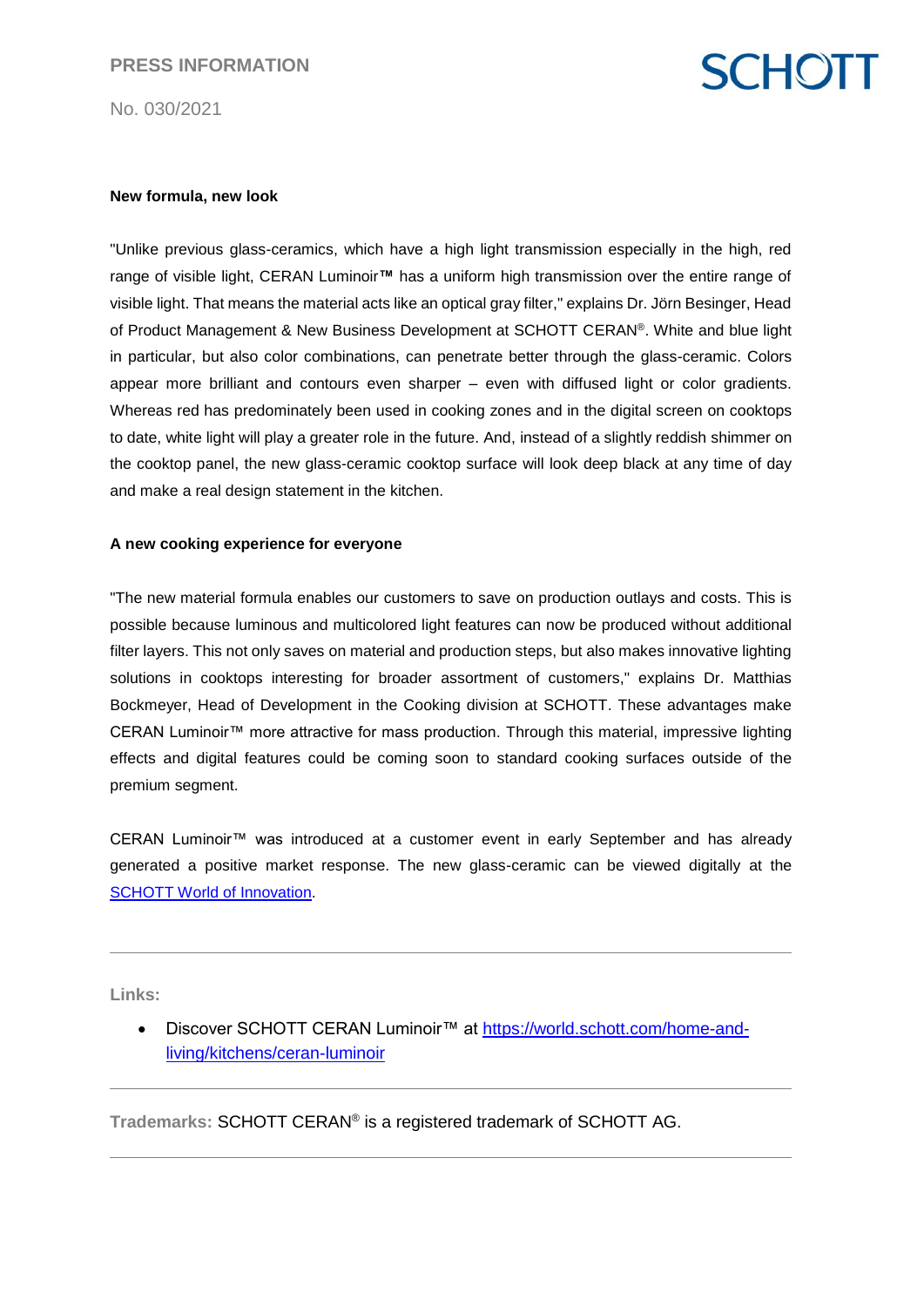**New formula, new look**

"Unlike previous glass-ceramics, which have a high light transmission especially in the high, red range of visible light, CERAN Luminoir™ has a uniform high transmission over the entire range of visible light. That means the material acts like an optical gray filter," explains Dr. Jörn Besinger, Head of Product Management & New Business Development at SCHOTT CERAN®. White and blue light in particular, but also color combinations, can penetrate better through the glass-ceramic. Colors appear more brilliant and contours even sharper – even with diffused light or color gradients. Whereas red has predominately been used in cooking zones and in the digital screen on cooktops to date, white light will play a greater role in the future. And, instead of a slightly reddish shimmer on the cooktop panel, the new glass-ceramic cooktop surface will look deep black at any time of day and make a real design statement in the kitchen.

**A new cooking experience for everyone**

"The new material formula enables our customers to save on production outlays and costs. This is possible because luminous and multicolored light features can now be produced without additional filter layers. This not only saves on material and production steps, but also makes innovative lighting solutions in cooktops interesting for broader assortment of customers," explains Dr. Matthias Bockmeyer, Head of Development in the Cooking division at SCHOTT. These advantages make CERAN Luminoir™ more attractive for mass production. Through this material, impressive lighting effects and digital features could be coming soon to standard cooking surfaces outside of the premium segment.

CERAN Luminoir™ was introduced at a customer event in early September and has already generated a positive market response. The new glass-ceramic can be viewed digitally at the [SCHOTT World of Innovation](https://world.schott.com/home-and-living/kitchens/ceran-luminoir).

---

**Links:**

- Discover SCHOTT CERAN Luminoir™ at [https://world.schott.com/home-and-living/kitchens/ceran-luminoir](https://world.schott.com/home-and-living/kitchens/ceran-luminoir)

---

**Trademarks:** SCHOTT CERAN® is a registered trademark of SCHOTT AG.

---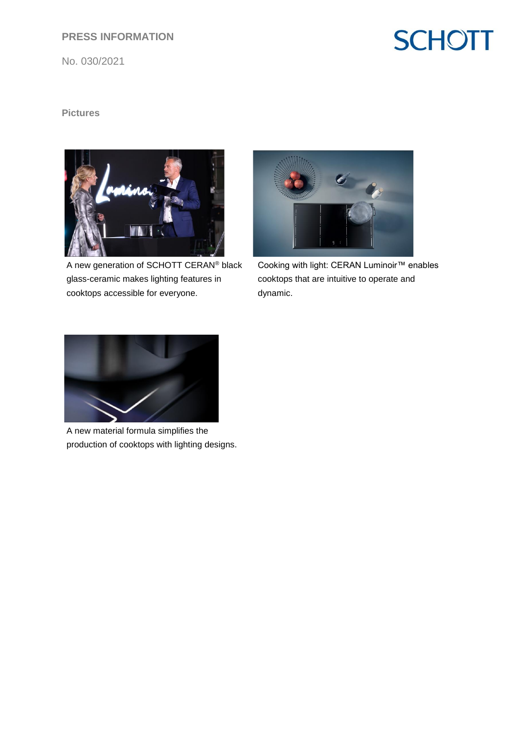**Pictures**

A new generation of SCHOTT CERAN® black glass-ceramic makes lighting features in cooktops accessible for everyone.

Cooking with light: CERAN Luminoir™ enables cooktops that are intuitive to operate and dynamic.

A new material formula simplifies the production of cooktops with lighting designs.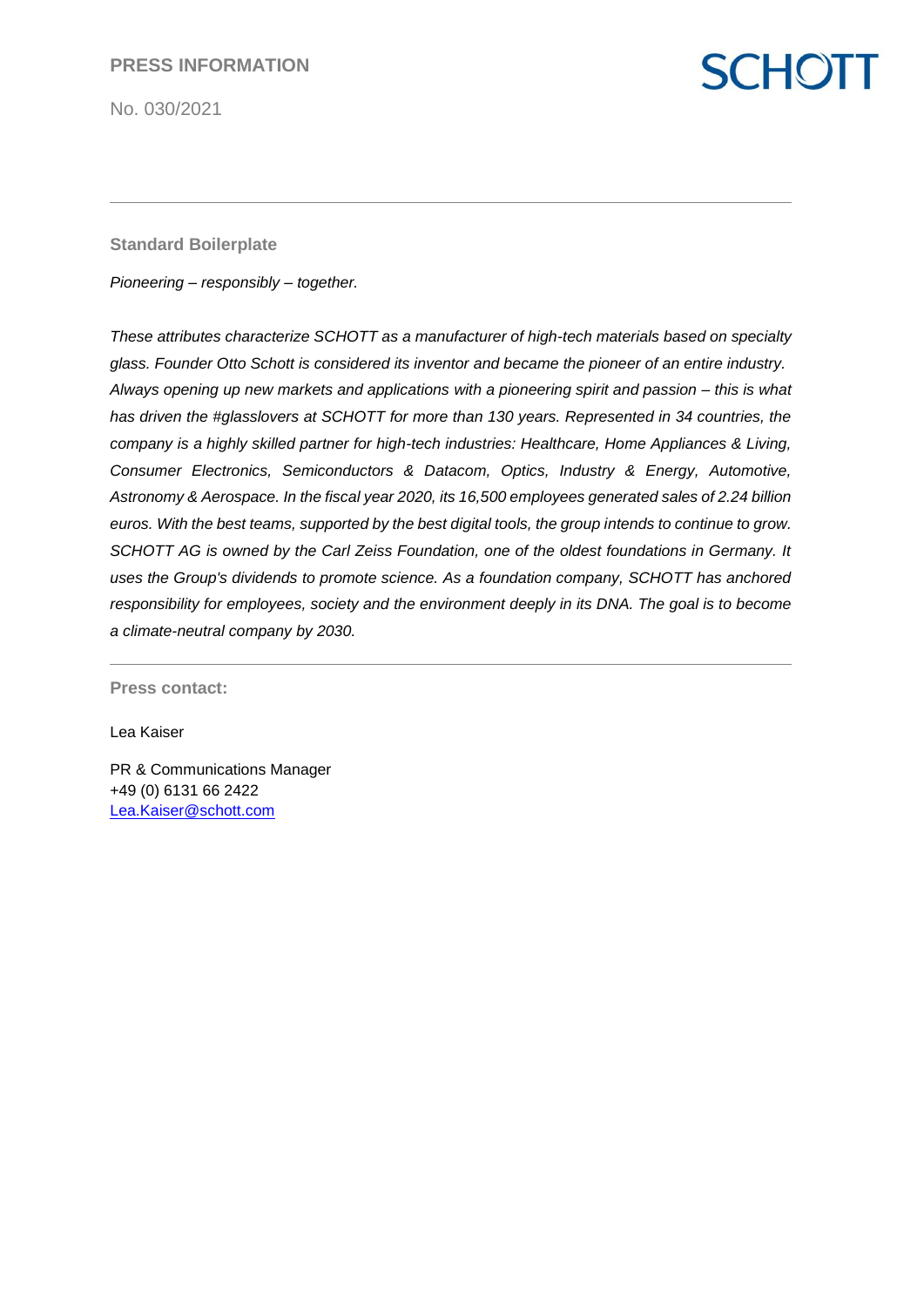**Standard Boilerplate**

*Pioneering – responsibly – together.*

*These attributes characterize SCHOTT as a manufacturer of high-tech materials based on specialty glass. Founder Otto Schott is considered its inventor and became the pioneer of an entire industry. Always opening up new markets and applications with a pioneering spirit and passion – this is what has driven the #glasslovers at SCHOTT for more than 130 years. Represented in 34 countries, the company is a highly skilled partner for high-tech industries: Healthcare, Home Appliances & Living, Consumer Electronics, Semiconductors & Datacom, Optics, Industry & Energy, Automotive, Astronomy & Aerospace. In the fiscal year 2020, its 16,500 employees generated sales of 2.24 billion euros. With the best teams, supported by the best digital tools, the group intends to continue to grow. SCHOTT AG is owned by the Carl Zeiss Foundation, one of the oldest foundations in Germany. It uses the Group's dividends to promote science. As a foundation company, SCHOTT has anchored responsibility for employees, society and the environment deeply in its DNA. The goal is to become a climate-neutral company by 2030.*

---

**Press contact:**

Lea Kaiser

PR & Communications Manager
+49 (0) 6131 66 2422
Lea.Kaiser@schott.com